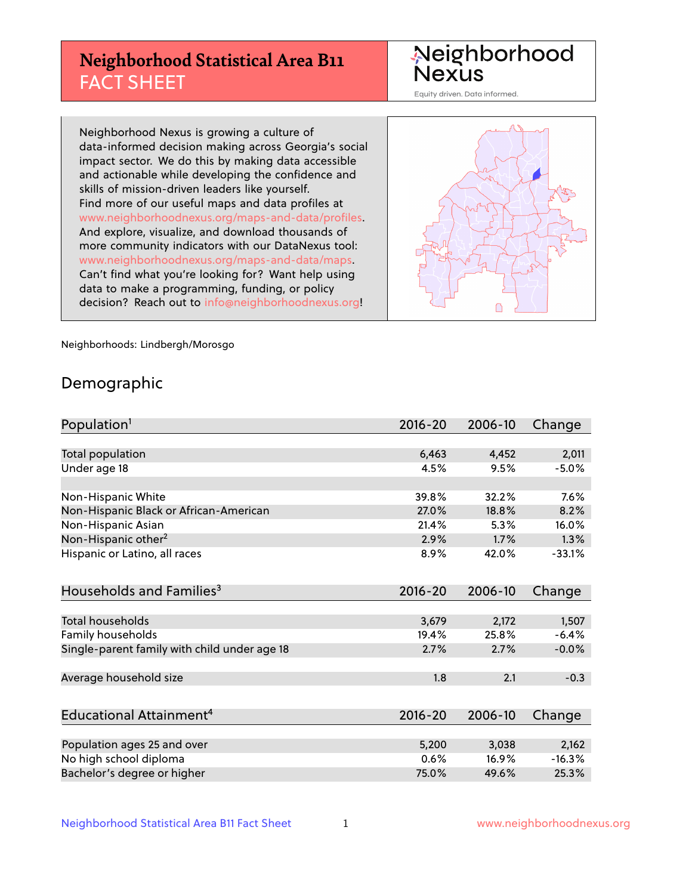# Neighborhood Statistical Area B11 FACT SHEET

Neighborhood Nexus

Equity driven. Data informed.

Neighborhood Nexus is growing a culture of data-informed decision making across Georgia's social impact sector. We do this by making data accessible and actionable while developing the confidence and skills of mission-driven leaders like yourself. Find more of our useful maps and data profiles at www.neighborhoodnexus.org/maps-and-data/profiles. And explore, visualize, and download thousands of more community indicators with our DataNexus tool: www.neighborhoodnexus.org/maps-and-data/maps. Can't find what you're looking for? Want help using data to make a programming, funding, or policy decision? Reach out to info@neighborhoodnexus.org!

Neighborhoods: Lindbergh/Morosgo

## Demographic

| Population[1] | 2016-20 | 2006-10 | Change |
|---|---|---|---|
| Total population | 6,463 | 4,452 | 2,011 |
| Under age 18 | 4.5% | 9.5% | -5.0% |
| | | | |
| Non-Hispanic White | 39.8% | 32.2% | 7.6% |
| Non-Hispanic Black or African-American | 27.0% | 18.8% | 8.2% |
| Non-Hispanic Asian | 21.4% | 5.3% | 16.0% |
| Non-Hispanic other[2] | 2.9% | 1.7% | 1.3% |
| Hispanic or Latino, all races | 8.9% | 42.0% | -33.1% |

| Households and Families[3] | 2016-20 | 2006-10 | Change |
|---|---|---|---|
| Total households | 3,679 | 2,172 | 1,507 |
| Family households | 19.4% | 25.8% | -6.4% |
| Single-parent family with child under age 18 | 2.7% | 2.7% | -0.0% |
| | | | |
| Average household size | 1.8 | 2.1 | -0.3 |

| Educational Attainment[4] | 2016-20 | 2006-10 | Change |
|---|---|---|---|
| Population ages 25 and over | 5,200 | 3,038 | 2,162 |
| No high school diploma | 0.6% | 16.9% | -16.3% |
| Bachelor's degree or higher | 75.0% | 49.6% | 25.3% |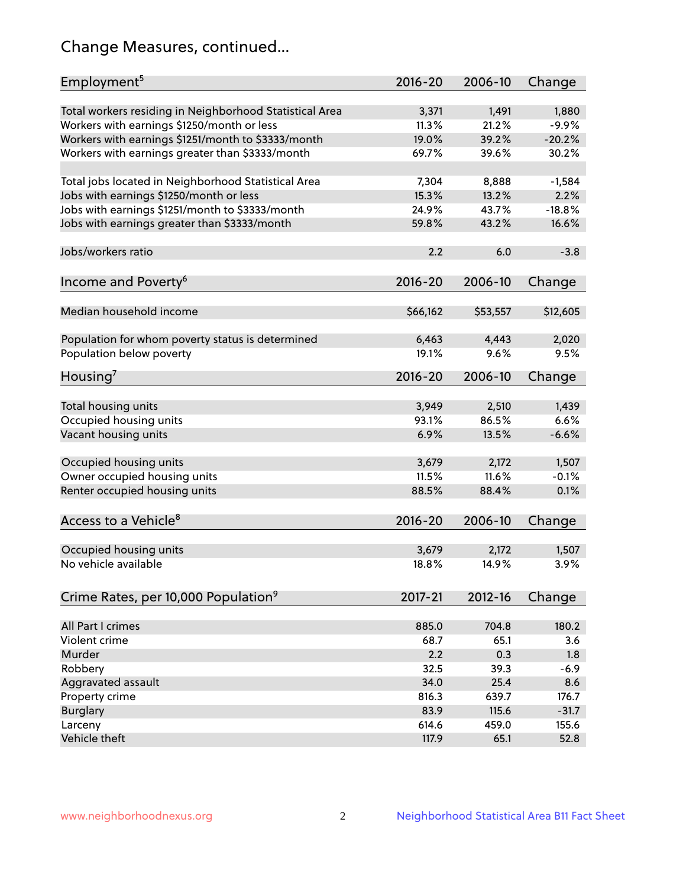# Change Measures, continued...

| Employment[5] | 2016-20 | 2006-10 | Change |
|---|---|---|---|
| Total workers residing in Neighborhood Statistical Area | 3,371 | 1,491 | 1,880 |
| Workers with earnings $1250/month or less | 11.3% | 21.2% | -9.9% |
| Workers with earnings $1251/month to $3333/month | 19.0% | 39.2% | -20.2% |
| Workers with earnings greater than $3333/month | 69.7% | 39.6% | 30.2% |
| Total jobs located in Neighborhood Statistical Area | 7,304 | 8,888 | -1,584 |
| Jobs with earnings $1250/month or less | 15.3% | 13.2% | 2.2% |
| Jobs with earnings $1251/month to $3333/month | 24.9% | 43.7% | -18.8% |
| Jobs with earnings greater than $3333/month | 59.8% | 43.2% | 16.6% |
| Jobs/workers ratio | 2.2 | 6.0 | -3.8 |

| Income and Poverty[6] | 2016-20 | 2006-10 | Change |
|---|---|---|---|
| Median household income | $66,162 | $53,557 | $12,605 |
| Population for whom poverty status is determined | 6,463 | 4,443 | 2,020 |
| Population below poverty | 19.1% | 9.6% | 9.5% |

| Housing[7] | 2016-20 | 2006-10 | Change |
|---|---|---|---|
| Total housing units | 3,949 | 2,510 | 1,439 |
| Occupied housing units | 93.1% | 86.5% | 6.6% |
| Vacant housing units | 6.9% | 13.5% | -6.6% |
| Occupied housing units | 3,679 | 2,172 | 1,507 |
| Owner occupied housing units | 11.5% | 11.6% | -0.1% |
| Renter occupied housing units | 88.5% | 88.4% | 0.1% |

| Access to a Vehicle[8] | 2016-20 | 2006-10 | Change |
|---|---|---|---|
| Occupied housing units | 3,679 | 2,172 | 1,507 |
| No vehicle available | 18.8% | 14.9% | 3.9% |

| Crime Rates, per 10,000 Population[9] | 2017-21 | 2012-16 | Change |
|---|---|---|---|
| All Part I crimes | 885.0 | 704.8 | 180.2 |
| Violent crime | 68.7 | 65.1 | 3.6 |
| Murder | 2.2 | 0.3 | 1.8 |
| Robbery | 32.5 | 39.3 | -6.9 |
| Aggravated assault | 34.0 | 25.4 | 8.6 |
| Property crime | 816.3 | 639.7 | 176.7 |
| Burglary | 83.9 | 115.6 | -31.7 |
| Larceny | 614.6 | 459.0 | 155.6 |
| Vehicle theft | 117.9 | 65.1 | 52.8 |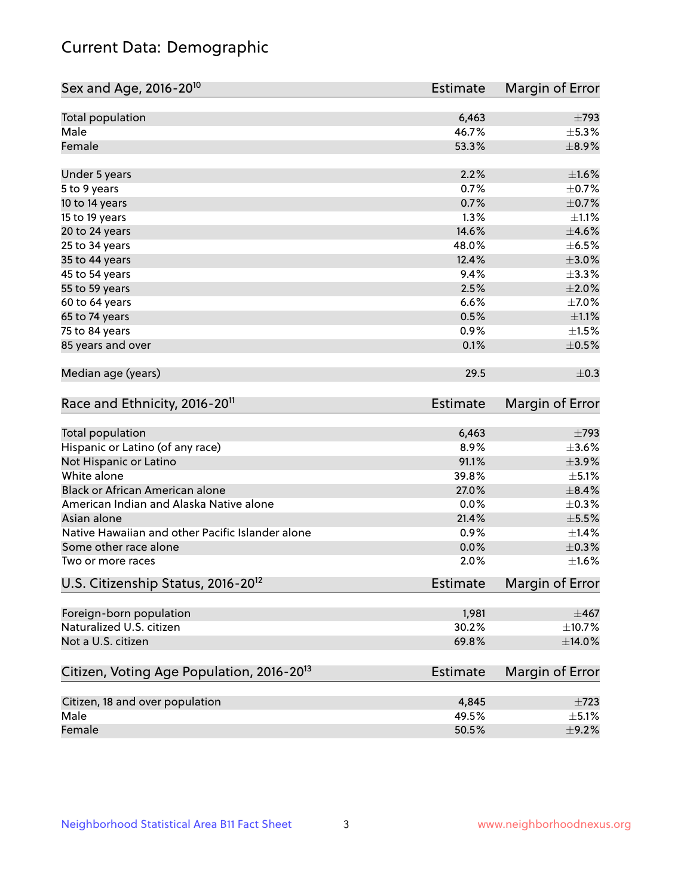# Current Data: Demographic

| Sex and Age, 2016-20[10] | Estimate | Margin of Error |
|---|---|---|
| Total population | 6,463 | ±793 |
| Male | 46.7% | ±5.3% |
| Female | 53.3% | ±8.9% |
| Under 5 years | 2.2% | ±1.6% |
| 5 to 9 years | 0.7% | ±0.7% |
| 10 to 14 years | 0.7% | ±0.7% |
| 15 to 19 years | 1.3% | ±1.1% |
| 20 to 24 years | 14.6% | ±4.6% |
| 25 to 34 years | 48.0% | ±6.5% |
| 35 to 44 years | 12.4% | ±3.0% |
| 45 to 54 years | 9.4% | ±3.3% |
| 55 to 59 years | 2.5% | ±2.0% |
| 60 to 64 years | 6.6% | ±7.0% |
| 65 to 74 years | 0.5% | ±1.1% |
| 75 to 84 years | 0.9% | ±1.5% |
| 85 years and over | 0.1% | ±0.5% |
| Median age (years) | 29.5 | ±0.3 |

| Race and Ethnicity, 2016-20[11] | Estimate | Margin of Error |
|---|---|---|
| Total population | 6,463 | ±793 |
| Hispanic or Latino (of any race) | 8.9% | ±3.6% |
| Not Hispanic or Latino | 91.1% | ±3.9% |
| White alone | 39.8% | ±5.1% |
| Black or African American alone | 27.0% | ±8.4% |
| American Indian and Alaska Native alone | 0.0% | ±0.3% |
| Asian alone | 21.4% | ±5.5% |
| Native Hawaiian and other Pacific Islander alone | 0.9% | ±1.4% |
| Some other race alone | 0.0% | ±0.3% |
| Two or more races | 2.0% | ±1.6% |

| U.S. Citizenship Status, 2016-20[12] | Estimate | Margin of Error |
|---|---|---|
| Foreign-born population | 1,981 | ±467 |
| Naturalized U.S. citizen | 30.2% | ±10.7% |
| Not a U.S. citizen | 69.8% | ±14.0% |

| Citizen, Voting Age Population, 2016-20[13] | Estimate | Margin of Error |
|---|---|---|
| Citizen, 18 and over population | 4,845 | ±723 |
| Male | 49.5% | ±5.1% |
| Female | 50.5% | ±9.2% |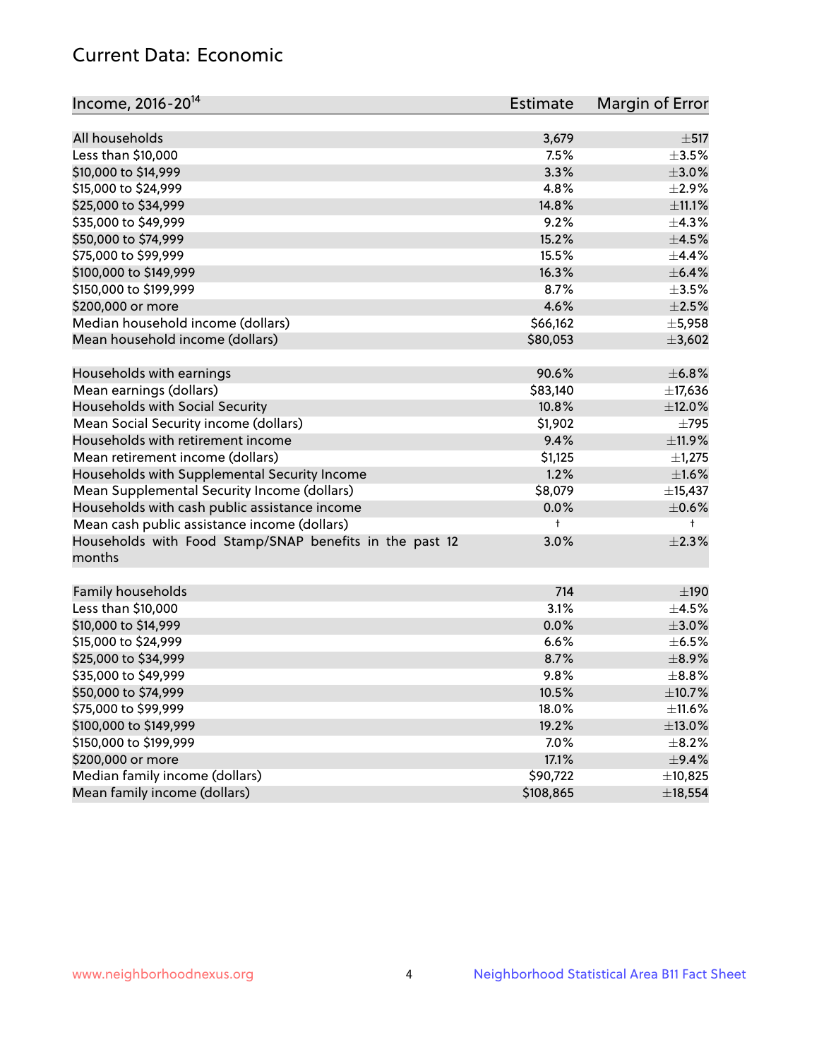# Current Data: Economic

| Income, 2016-20[14] | Estimate | Margin of Error |
|---|---|---|
| All households | 3,679 | ±517 |
| Less than $10,000 | 7.5% | ±3.5% |
| $10,000 to $14,999 | 3.3% | ±3.0% |
| $15,000 to $24,999 | 4.8% | ±2.9% |
| $25,000 to $34,999 | 14.8% | ±11.1% |
| $35,000 to $49,999 | 9.2% | ±4.3% |
| $50,000 to $74,999 | 15.2% | ±4.5% |
| $75,000 to $99,999 | 15.5% | ±4.4% |
| $100,000 to $149,999 | 16.3% | ±6.4% |
| $150,000 to $199,999 | 8.7% | ±3.5% |
| $200,000 or more | 4.6% | ±2.5% |
| Median household income (dollars) | $66,162 | ±5,958 |
| Mean household income (dollars) | $80,053 | ±3,602 |
| | | |
| Households with earnings | 90.6% | ±6.8% |
| Mean earnings (dollars) | $83,140 | ±17,636 |
| Households with Social Security | 10.8% | ±12.0% |
| Mean Social Security income (dollars) | $1,902 | ±795 |
| Households with retirement income | 9.4% | ±11.9% |
| Mean retirement income (dollars) | $1,125 | ±1,275 |
| Households with Supplemental Security Income | 1.2% | ±1.6% |
| Mean Supplemental Security Income (dollars) | $8,079 | ±15,437 |
| Households with cash public assistance income | 0.0% | ±0.6% |
| Mean cash public assistance income (dollars) | † | † |
| Households with Food Stamp/SNAP benefits in the past 12 months | 3.0% | ±2.3% |
| | | |
| Family households | 714 | ±190 |
| Less than $10,000 | 3.1% | ±4.5% |
| $10,000 to $14,999 | 0.0% | ±3.0% |
| $15,000 to $24,999 | 6.6% | ±6.5% |
| $25,000 to $34,999 | 8.7% | ±8.9% |
| $35,000 to $49,999 | 9.8% | ±8.8% |
| $50,000 to $74,999 | 10.5% | ±10.7% |
| $75,000 to $99,999 | 18.0% | ±11.6% |
| $100,000 to $149,999 | 19.2% | ±13.0% |
| $150,000 to $199,999 | 7.0% | ±8.2% |
| $200,000 or more | 17.1% | ±9.4% |
| Median family income (dollars) | $90,722 | ±10,825 |
| Mean family income (dollars) | $108,865 | ±18,554 |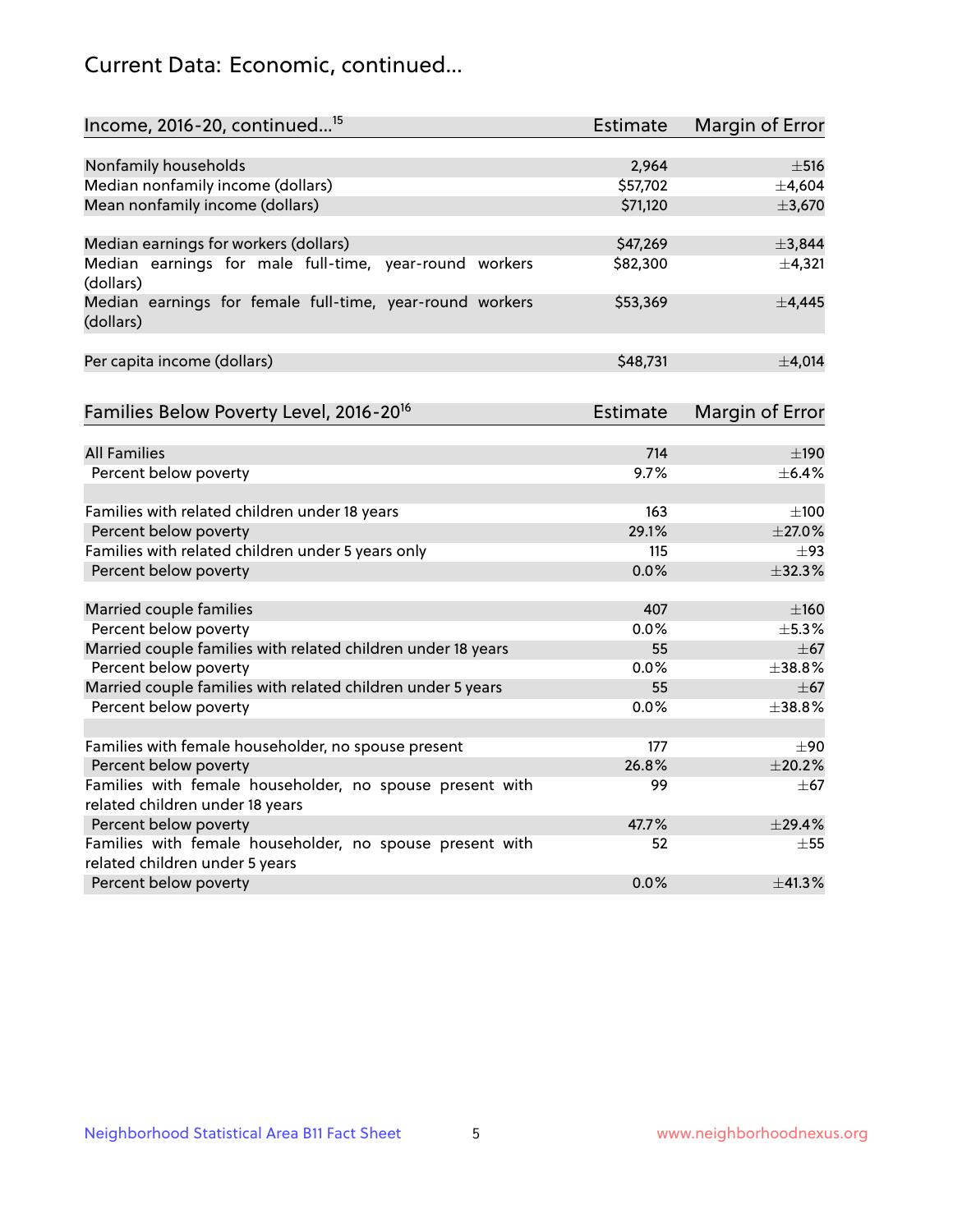## Current Data: Economic, continued...

| Income, 2016-20, continued...[15] | Estimate | Margin of Error |
|---|---|---|
| Nonfamily households | 2,964 | ±516 |
| Median nonfamily income (dollars) | $57,702 | ±4,604 |
| Mean nonfamily income (dollars) | $71,120 | ±3,670 |
| | | |
| Median earnings for workers (dollars) | $47,269 | ±3,844 |
| Median earnings for male full-time, year-round workers (dollars) | $82,300 | ±4,321 |
| Median earnings for female full-time, year-round workers (dollars) | $53,369 | ±4,445 |
| | | |
| Per capita income (dollars) | $48,731 | ±4,014 |

| Families Below Poverty Level, 2016-20[16] | Estimate | Margin of Error |
|---|---|---|
| All Families | 714 | ±190 |
| Percent below poverty | 9.7% | ±6.4% |
| | | |
| Families with related children under 18 years | 163 | ±100 |
| Percent below poverty | 29.1% | ±27.0% |
| Families with related children under 5 years only | 115 | ±93 |
| Percent below poverty | 0.0% | ±32.3% |
| | | |
| Married couple families | 407 | ±160 |
| Percent below poverty | 0.0% | ±5.3% |
| Married couple families with related children under 18 years | 55 | ±67 |
| Percent below poverty | 0.0% | ±38.8% |
| Married couple families with related children under 5 years | 55 | ±67 |
| Percent below poverty | 0.0% | ±38.8% |
| | | |
| Families with female householder, no spouse present | 177 | ±90 |
| Percent below poverty | 26.8% | ±20.2% |
| Families with female householder, no spouse present with related children under 18 years | 99 | ±67 |
| Percent below poverty | 47.7% | ±29.4% |
| Families with female householder, no spouse present with related children under 5 years | 52 | ±55 |
| Percent below poverty | 0.0% | ±41.3% |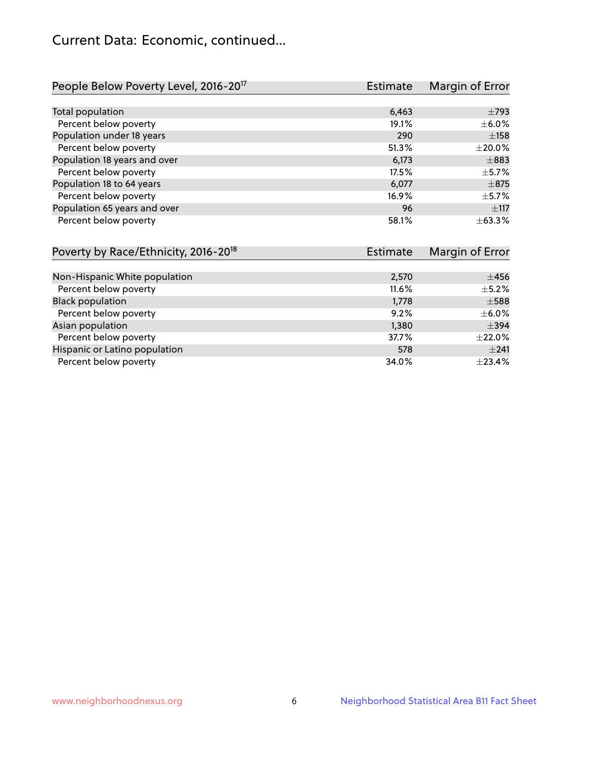## Current Data: Economic, continued...

| People Below Poverty Level, 2016-20[17] | Estimate | Margin of Error |
|---|---|---|
| Total population | 6,463 | ±793 |
| Percent below poverty | 19.1% | ±6.0% |
| Population under 18 years | 290 | ±158 |
| Percent below poverty | 51.3% | ±20.0% |
| Population 18 years and over | 6,173 | ±883 |
| Percent below poverty | 17.5% | ±5.7% |
| Population 18 to 64 years | 6,077 | ±875 |
| Percent below poverty | 16.9% | ±5.7% |
| Population 65 years and over | 96 | ±117 |
| Percent below poverty | 58.1% | ±63.3% |

| Poverty by Race/Ethnicity, 2016-20[18] | Estimate | Margin of Error |
|---|---|---|
| Non-Hispanic White population | 2,570 | ±456 |
| Percent below poverty | 11.6% | ±5.2% |
| Black population | 1,778 | ±588 |
| Percent below poverty | 9.2% | ±6.0% |
| Asian population | 1,380 | ±394 |
| Percent below poverty | 37.7% | ±22.0% |
| Hispanic or Latino population | 578 | ±241 |
| Percent below poverty | 34.0% | ±23.4% |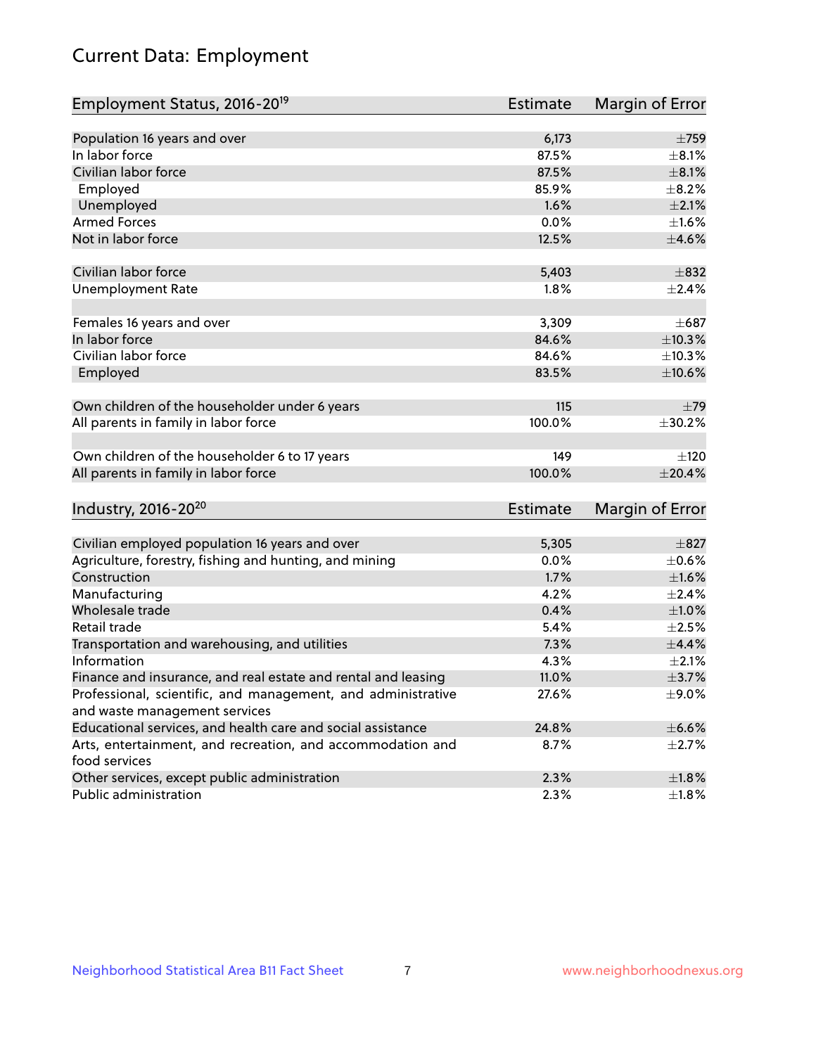# Current Data: Employment

| Employment Status, 2016-20[19] | Estimate | Margin of Error |
|---|---|---|
| Population 16 years and over | 6,173 | ±759 |
| In labor force | 87.5% | ±8.1% |
| Civilian labor force | 87.5% | ±8.1% |
| Employed | 85.9% | ±8.2% |
| Unemployed | 1.6% | ±2.1% |
| Armed Forces | 0.0% | ±1.6% |
| Not in labor force | 12.5% | ±4.6% |
| | | |
| Civilian labor force | 5,403 | ±832 |
| Unemployment Rate | 1.8% | ±2.4% |
| | | |
| Females 16 years and over | 3,309 | ±687 |
| In labor force | 84.6% | ±10.3% |
| Civilian labor force | 84.6% | ±10.3% |
| Employed | 83.5% | ±10.6% |
| | | |
| Own children of the householder under 6 years | 115 | ±79 |
| All parents in family in labor force | 100.0% | ±30.2% |
| | | |
| Own children of the householder 6 to 17 years | 149 | ±120 |
| All parents in family in labor force | 100.0% | ±20.4% |

| Industry, 2016-20[20] | Estimate | Margin of Error |
|---|---|---|
| Civilian employed population 16 years and over | 5,305 | ±827 |
| Agriculture, forestry, fishing and hunting, and mining | 0.0% | ±0.6% |
| Construction | 1.7% | ±1.6% |
| Manufacturing | 4.2% | ±2.4% |
| Wholesale trade | 0.4% | ±1.0% |
| Retail trade | 5.4% | ±2.5% |
| Transportation and warehousing, and utilities | 7.3% | ±4.4% |
| Information | 4.3% | ±2.1% |
| Finance and insurance, and real estate and rental and leasing | 11.0% | ±3.7% |
| Professional, scientific, and management, and administrative and waste management services | 27.6% | ±9.0% |
| Educational services, and health care and social assistance | 24.8% | ±6.6% |
| Arts, entertainment, and recreation, and accommodation and food services | 8.7% | ±2.7% |
| Other services, except public administration | 2.3% | ±1.8% |
| Public administration | 2.3% | ±1.8% |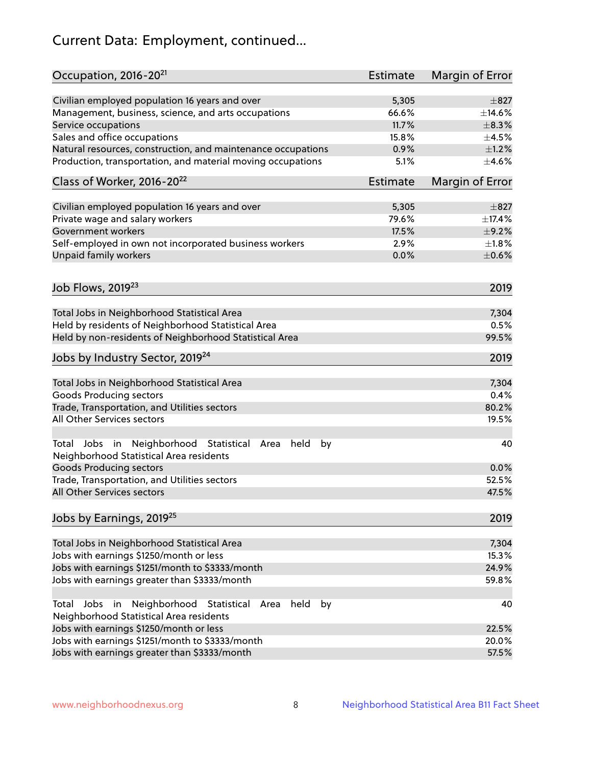## Current Data: Employment, continued...

| Occupation, 2016-20[21] | Estimate | Margin of Error |
|---|---|---|
| Civilian employed population 16 years and over | 5,305 | ±827 |
| Management, business, science, and arts occupations | 66.6% | ±14.6% |
| Service occupations | 11.7% | ±8.3% |
| Sales and office occupations | 15.8% | ±4.5% |
| Natural resources, construction, and maintenance occupations | 0.9% | ±1.2% |
| Production, transportation, and material moving occupations | 5.1% | ±4.6% |

| Class of Worker, 2016-20[22] | Estimate | Margin of Error |
|---|---|---|
| Civilian employed population 16 years and over | 5,305 | ±827 |
| Private wage and salary workers | 79.6% | ±17.4% |
| Government workers | 17.5% | ±9.2% |
| Self-employed in own not incorporated business workers | 2.9% | ±1.8% |
| Unpaid family workers | 0.0% | ±0.6% |

| Job Flows, 2019[23] | 2019 |
|---|---|
| Total Jobs in Neighborhood Statistical Area | 7,304 |
| Held by residents of Neighborhood Statistical Area | 0.5% |
| Held by non-residents of Neighborhood Statistical Area | 99.5% |

| Jobs by Industry Sector, 2019[24] | 2019 |
|---|---|
| Total Jobs in Neighborhood Statistical Area | 7,304 |
| Goods Producing sectors | 0.4% |
| Trade, Transportation, and Utilities sectors | 80.2% |
| All Other Services sectors | 19.5% |
| Total Jobs in Neighborhood Statistical Area held by Neighborhood Statistical Area residents | 40 |
| Goods Producing sectors | 0.0% |
| Trade, Transportation, and Utilities sectors | 52.5% |
| All Other Services sectors | 47.5% |

| Jobs by Earnings, 2019[25] | 2019 |
|---|---|
| Total Jobs in Neighborhood Statistical Area | 7,304 |
| Jobs with earnings $1250/month or less | 15.3% |
| Jobs with earnings $1251/month to $3333/month | 24.9% |
| Jobs with earnings greater than $3333/month | 59.8% |
| Total Jobs in Neighborhood Statistical Area held by Neighborhood Statistical Area residents | 40 |
| Jobs with earnings $1250/month or less | 22.5% |
| Jobs with earnings $1251/month to $3333/month | 20.0% |
| Jobs with earnings greater than $3333/month | 57.5% |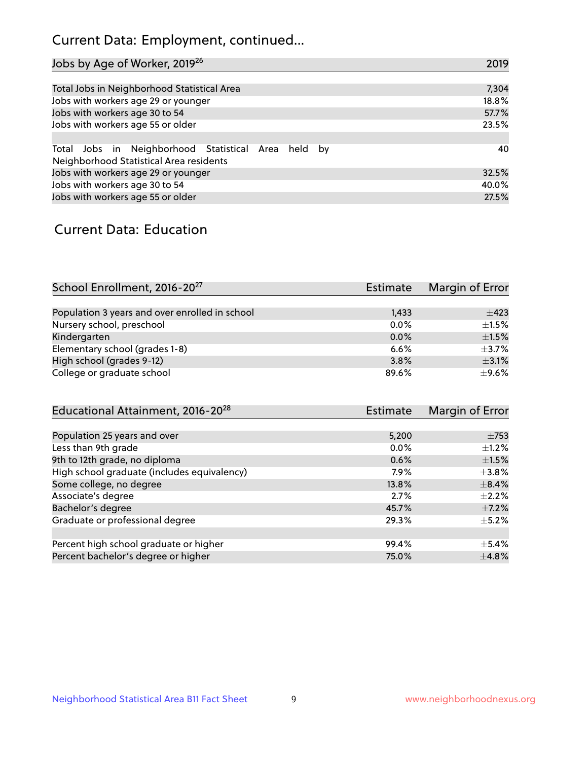# Current Data: Employment, continued...

| Jobs by Age of Worker, 2019[26] | 2019 |
|---|---|
| Total Jobs in Neighborhood Statistical Area | 7,304 |
| Jobs with workers age 29 or younger | 18.8% |
| Jobs with workers age 30 to 54 | 57.7% |
| Jobs with workers age 55 or older | 23.5% |
| | |
| Total Jobs in Neighborhood Statistical Area held by Neighborhood Statistical Area residents | 40 |
| Jobs with workers age 29 or younger | 32.5% |
| Jobs with workers age 30 to 54 | 40.0% |
| Jobs with workers age 55 or older | 27.5% |

## Current Data: Education

| School Enrollment, 2016-20[27] | Estimate | Margin of Error |
|---|---|---|
| Population 3 years and over enrolled in school | 1,433 | ±423 |
| Nursery school, preschool | 0.0% | ±1.5% |
| Kindergarten | 0.0% | ±1.5% |
| Elementary school (grades 1-8) | 6.6% | ±3.7% |
| High school (grades 9-12) | 3.8% | ±3.1% |
| College or graduate school | 89.6% | ±9.6% |

| Educational Attainment, 2016-20[28] | Estimate | Margin of Error |
|---|---|---|
| Population 25 years and over | 5,200 | ±753 |
| Less than 9th grade | 0.0% | ±1.2% |
| 9th to 12th grade, no diploma | 0.6% | ±1.5% |
| High school graduate (includes equivalency) | 7.9% | ±3.8% |
| Some college, no degree | 13.8% | ±8.4% |
| Associate's degree | 2.7% | ±2.2% |
| Bachelor's degree | 45.7% | ±7.2% |
| Graduate or professional degree | 29.3% | ±5.2% |
| | | |
| Percent high school graduate or higher | 99.4% | ±5.4% |
| Percent bachelor's degree or higher | 75.0% | ±4.8% |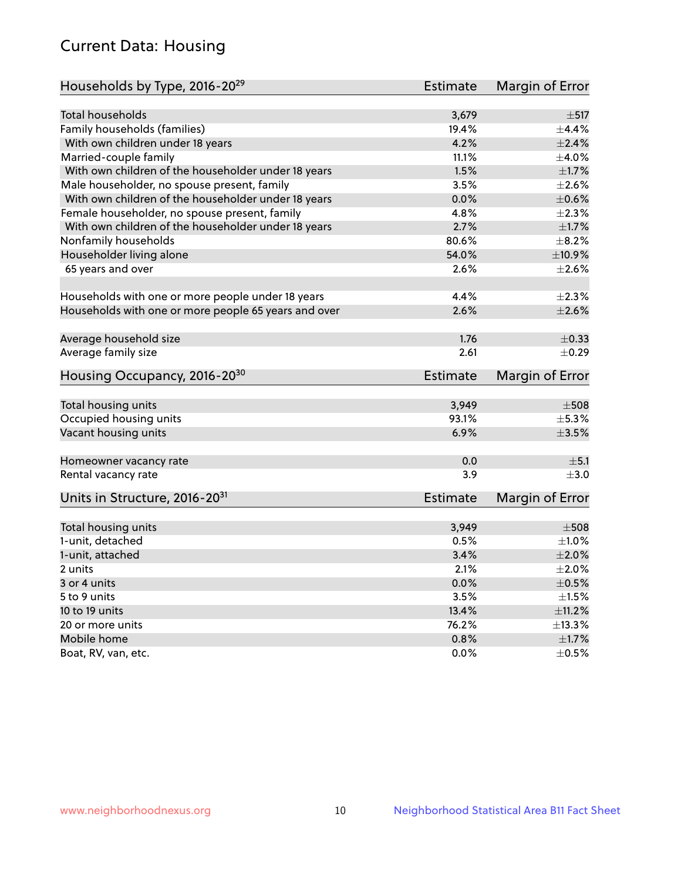## Current Data: Housing

| Households by Type, 2016-20[29] | Estimate | Margin of Error |
|---|---|---|
| Total households | 3,679 | ±517 |
| Family households (families) | 19.4% | ±4.4% |
| With own children under 18 years | 4.2% | ±2.4% |
| Married-couple family | 11.1% | ±4.0% |
| With own children of the householder under 18 years | 1.5% | ±1.7% |
| Male householder, no spouse present, family | 3.5% | ±2.6% |
| With own children of the householder under 18 years | 0.0% | ±0.6% |
| Female householder, no spouse present, family | 4.8% | ±2.3% |
| With own children of the householder under 18 years | 2.7% | ±1.7% |
| Nonfamily households | 80.6% | ±8.2% |
| Householder living alone | 54.0% | ±10.9% |
| 65 years and over | 2.6% | ±2.6% |
| Households with one or more people under 18 years | 4.4% | ±2.3% |
| Households with one or more people 65 years and over | 2.6% | ±2.6% |
| Average household size | 1.76 | ±0.33 |
| Average family size | 2.61 | ±0.29 |

| Housing Occupancy, 2016-20[30] | Estimate | Margin of Error |
|---|---|---|
| Total housing units | 3,949 | ±508 |
| Occupied housing units | 93.1% | ±5.3% |
| Vacant housing units | 6.9% | ±3.5% |
| Homeowner vacancy rate | 0.0 | ±5.1 |
| Rental vacancy rate | 3.9 | ±3.0 |

| Units in Structure, 2016-20[31] | Estimate | Margin of Error |
|---|---|---|
| Total housing units | 3,949 | ±508 |
| 1-unit, detached | 0.5% | ±1.0% |
| 1-unit, attached | 3.4% | ±2.0% |
| 2 units | 2.1% | ±2.0% |
| 3 or 4 units | 0.0% | ±0.5% |
| 5 to 9 units | 3.5% | ±1.5% |
| 10 to 19 units | 13.4% | ±11.2% |
| 20 or more units | 76.2% | ±13.3% |
| Mobile home | 0.8% | ±1.7% |
| Boat, RV, van, etc. | 0.0% | ±0.5% |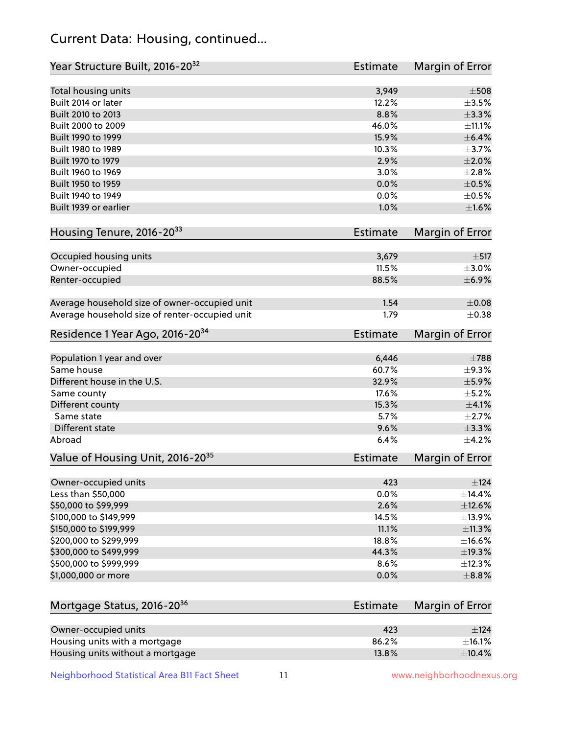## Current Data: Housing, continued...

| Year Structure Built, 2016-20[32] | Estimate | Margin of Error |
|---|---|---|
| Total housing units | 3,949 | ±508 |
| Built 2014 or later | 12.2% | ±3.5% |
| Built 2010 to 2013 | 8.8% | ±3.3% |
| Built 2000 to 2009 | 46.0% | ±11.1% |
| Built 1990 to 1999 | 15.9% | ±6.4% |
| Built 1980 to 1989 | 10.3% | ±3.7% |
| Built 1970 to 1979 | 2.9% | ±2.0% |
| Built 1960 to 1969 | 3.0% | ±2.8% |
| Built 1950 to 1959 | 0.0% | ±0.5% |
| Built 1940 to 1949 | 0.0% | ±0.5% |
| Built 1939 or earlier | 1.0% | ±1.6% |

| Housing Tenure, 2016-20[33] | Estimate | Margin of Error |
|---|---|---|
| Occupied housing units | 3,679 | ±517 |
| Owner-occupied | 11.5% | ±3.0% |
| Renter-occupied | 88.5% | ±6.9% |
| Average household size of owner-occupied unit | 1.54 | ±0.08 |
| Average household size of renter-occupied unit | 1.79 | ±0.38 |

| Residence 1 Year Ago, 2016-20[34] | Estimate | Margin of Error |
|---|---|---|
| Population 1 year and over | 6,446 | ±788 |
| Same house | 60.7% | ±9.3% |
| Different house in the U.S. | 32.9% | ±5.9% |
| Same county | 17.6% | ±5.2% |
| Different county | 15.3% | ±4.1% |
| Same state | 5.7% | ±2.7% |
| Different state | 9.6% | ±3.3% |
| Abroad | 6.4% | ±4.2% |

| Value of Housing Unit, 2016-20[35] | Estimate | Margin of Error |
|---|---|---|
| Owner-occupied units | 423 | ±124 |
| Less than $50,000 | 0.0% | ±14.4% |
| $50,000 to $99,999 | 2.6% | ±12.6% |
| $100,000 to $149,999 | 14.5% | ±13.9% |
| $150,000 to $199,999 | 11.1% | ±11.3% |
| $200,000 to $299,999 | 18.8% | ±16.6% |
| $300,000 to $499,999 | 44.3% | ±19.3% |
| $500,000 to $999,999 | 8.6% | ±12.3% |
| $1,000,000 or more | 0.0% | ±8.8% |

| Mortgage Status, 2016-20[36] | Estimate | Margin of Error |
|---|---|---|
| Owner-occupied units | 423 | ±124 |
| Housing units with a mortgage | 86.2% | ±16.1% |
| Housing units without a mortgage | 13.8% | ±10.4% |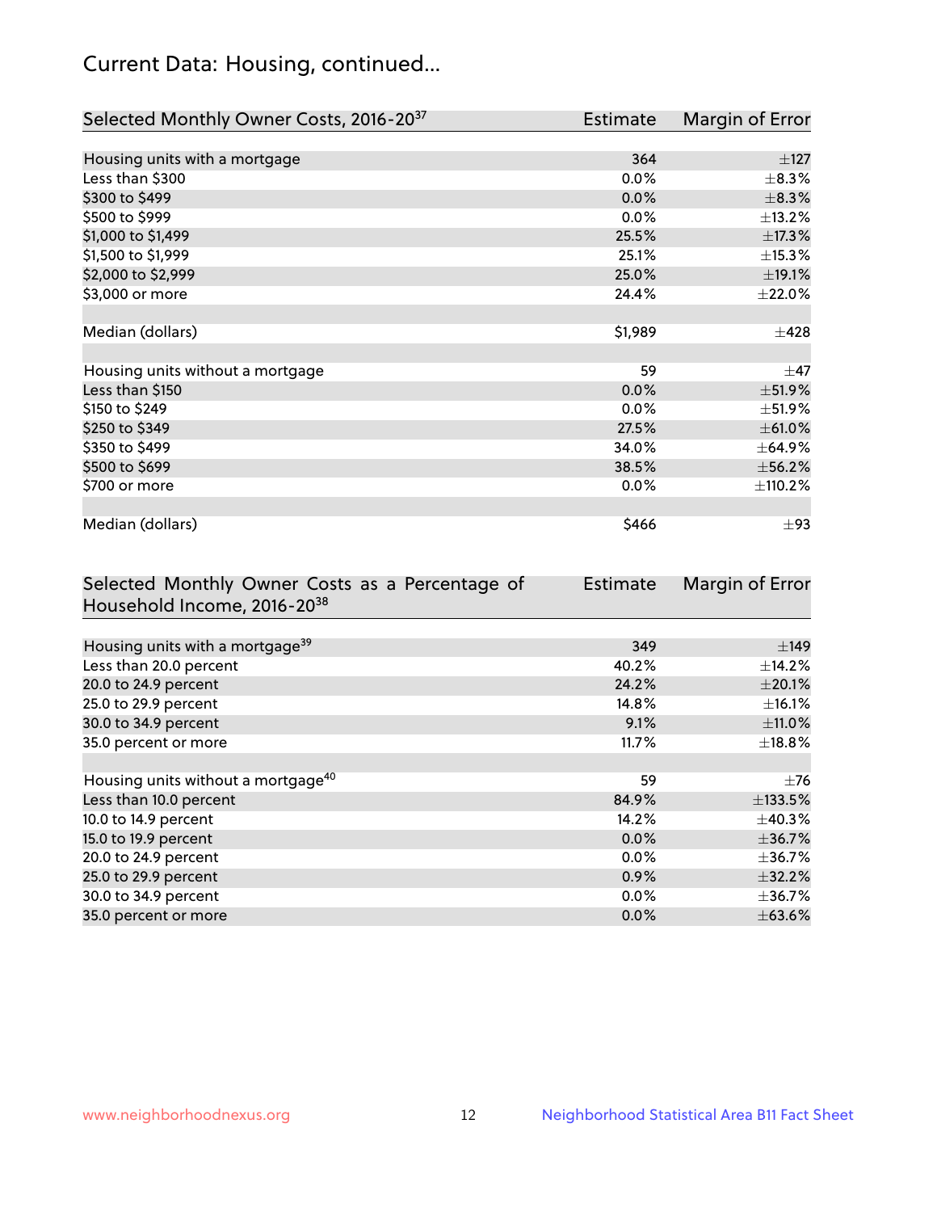## Current Data: Housing, continued...

| Selected Monthly Owner Costs, 2016-20[37] | Estimate | Margin of Error |
|---|---|---|
| Housing units with a mortgage | 364 | ±127 |
| Less than $300 | 0.0% | ±8.3% |
| $300 to $499 | 0.0% | ±8.3% |
| $500 to $999 | 0.0% | ±13.2% |
| $1,000 to $1,499 | 25.5% | ±17.3% |
| $1,500 to $1,999 | 25.1% | ±15.3% |
| $2,000 to $2,999 | 25.0% | ±19.1% |
| $3,000 or more | 24.4% | ±22.0% |
| | | |
| Median (dollars) | $1,989 | ±428 |
| | | |
| Housing units without a mortgage | 59 | ±47 |
| Less than $150 | 0.0% | ±51.9% |
| $150 to $249 | 0.0% | ±51.9% |
| $250 to $349 | 27.5% | ±61.0% |
| $350 to $499 | 34.0% | ±64.9% |
| $500 to $699 | 38.5% | ±56.2% |
| $700 or more | 0.0% | ±110.2% |
| | | |
| Median (dollars) | $466 | ±93 |

| Selected Monthly Owner Costs as a Percentage of Household Income, 2016-20[38] | Estimate | Margin of Error |
|---|---|---|
| Housing units with a mortgage[39] | 349 | ±149 |
| Less than 20.0 percent | 40.2% | ±14.2% |
| 20.0 to 24.9 percent | 24.2% | ±20.1% |
| 25.0 to 29.9 percent | 14.8% | ±16.1% |
| 30.0 to 34.9 percent | 9.1% | ±11.0% |
| 35.0 percent or more | 11.7% | ±18.8% |
| | | |
| Housing units without a mortgage[40] | 59 | ±76 |
| Less than 10.0 percent | 84.9% | ±133.5% |
| 10.0 to 14.9 percent | 14.2% | ±40.3% |
| 15.0 to 19.9 percent | 0.0% | ±36.7% |
| 20.0 to 24.9 percent | 0.0% | ±36.7% |
| 25.0 to 29.9 percent | 0.9% | ±32.2% |
| 30.0 to 34.9 percent | 0.0% | ±36.7% |
| 35.0 percent or more | 0.0% | ±63.6% |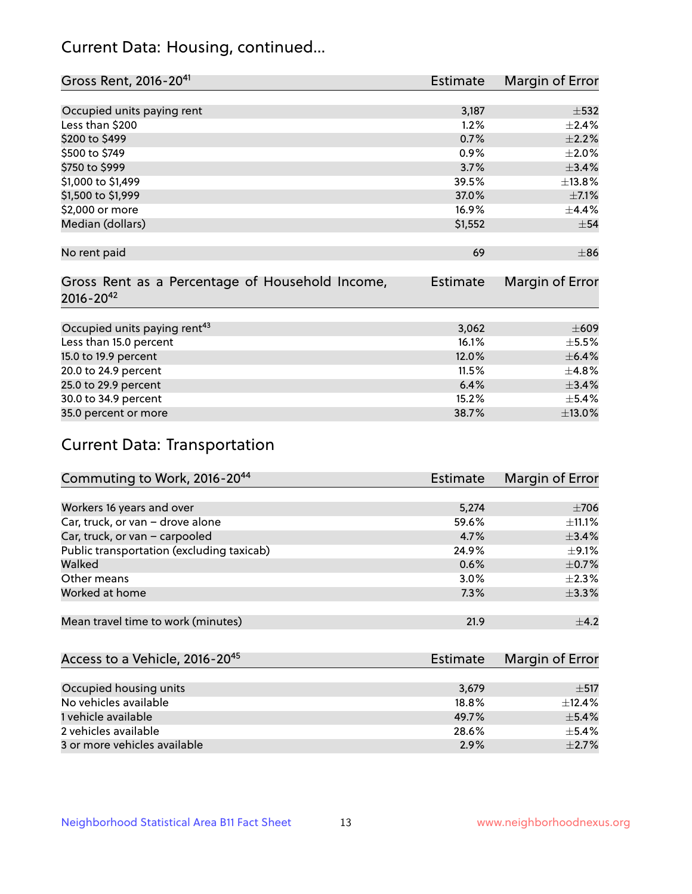## Current Data: Housing, continued...

| Gross Rent, 2016-20[41] | Estimate | Margin of Error |
|---|---|---|
| Occupied units paying rent | 3,187 | ±532 |
| Less than $200 | 1.2% | ±2.4% |
| $200 to $499 | 0.7% | ±2.2% |
| $500 to $749 | 0.9% | ±2.0% |
| $750 to $999 | 3.7% | ±3.4% |
| $1,000 to $1,499 | 39.5% | ±13.8% |
| $1,500 to $1,999 | 37.0% | ±7.1% |
| $2,000 or more | 16.9% | ±4.4% |
| Median (dollars) | $1,552 | ±54 |
| No rent paid | 69 | ±86 |

| Gross Rent as a Percentage of Household Income, 2016-20[42] | Estimate | Margin of Error |
|---|---|---|
| Occupied units paying rent[43] | 3,062 | ±609 |
| Less than 15.0 percent | 16.1% | ±5.5% |
| 15.0 to 19.9 percent | 12.0% | ±6.4% |
| 20.0 to 24.9 percent | 11.5% | ±4.8% |
| 25.0 to 29.9 percent | 6.4% | ±3.4% |
| 30.0 to 34.9 percent | 15.2% | ±5.4% |
| 35.0 percent or more | 38.7% | ±13.0% |

## Current Data: Transportation

| Commuting to Work, 2016-20[44] | Estimate | Margin of Error |
|---|---|---|
| Workers 16 years and over | 5,274 | ±706 |
| Car, truck, or van – drove alone | 59.6% | ±11.1% |
| Car, truck, or van – carpooled | 4.7% | ±3.4% |
| Public transportation (excluding taxicab) | 24.9% | ±9.1% |
| Walked | 0.6% | ±0.7% |
| Other means | 3.0% | ±2.3% |
| Worked at home | 7.3% | ±3.3% |
| Mean travel time to work (minutes) | 21.9 | ±4.2 |

| Access to a Vehicle, 2016-20[45] | Estimate | Margin of Error |
|---|---|---|
| Occupied housing units | 3,679 | ±517 |
| No vehicles available | 18.8% | ±12.4% |
| 1 vehicle available | 49.7% | ±5.4% |
| 2 vehicles available | 28.6% | ±5.4% |
| 3 or more vehicles available | 2.9% | ±2.7% |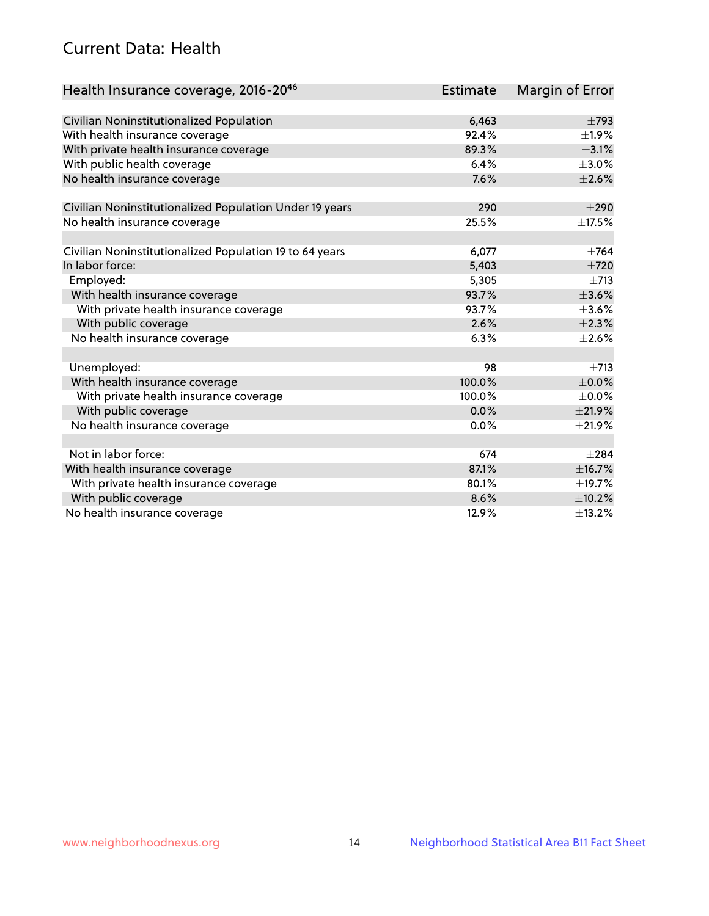## Current Data: Health

| Health Insurance coverage, 2016-20[46] | Estimate | Margin of Error |
|---|---|---|
| Civilian Noninstitutionalized Population | 6,463 | ±793 |
| With health insurance coverage | 92.4% | ±1.9% |
| With private health insurance coverage | 89.3% | ±3.1% |
| With public health coverage | 6.4% | ±3.0% |
| No health insurance coverage | 7.6% | ±2.6% |
| | | |
| Civilian Noninstitutionalized Population Under 19 years | 290 | ±290 |
| No health insurance coverage | 25.5% | ±17.5% |
| | | |
| Civilian Noninstitutionalized Population 19 to 64 years | 6,077 | ±764 |
| In labor force: | 5,403 | ±720 |
| Employed: | 5,305 | ±713 |
| With health insurance coverage | 93.7% | ±3.6% |
| With private health insurance coverage | 93.7% | ±3.6% |
| With public coverage | 2.6% | ±2.3% |
| No health insurance coverage | 6.3% | ±2.6% |
| | | |
| Unemployed: | 98 | ±713 |
| With health insurance coverage | 100.0% | ±0.0% |
| With private health insurance coverage | 100.0% | ±0.0% |
| With public coverage | 0.0% | ±21.9% |
| No health insurance coverage | 0.0% | ±21.9% |
| | | |
| Not in labor force: | 674 | ±284 |
| With health insurance coverage | 87.1% | ±16.7% |
| With private health insurance coverage | 80.1% | ±19.7% |
| With public coverage | 8.6% | ±10.2% |
| No health insurance coverage | 12.9% | ±13.2% |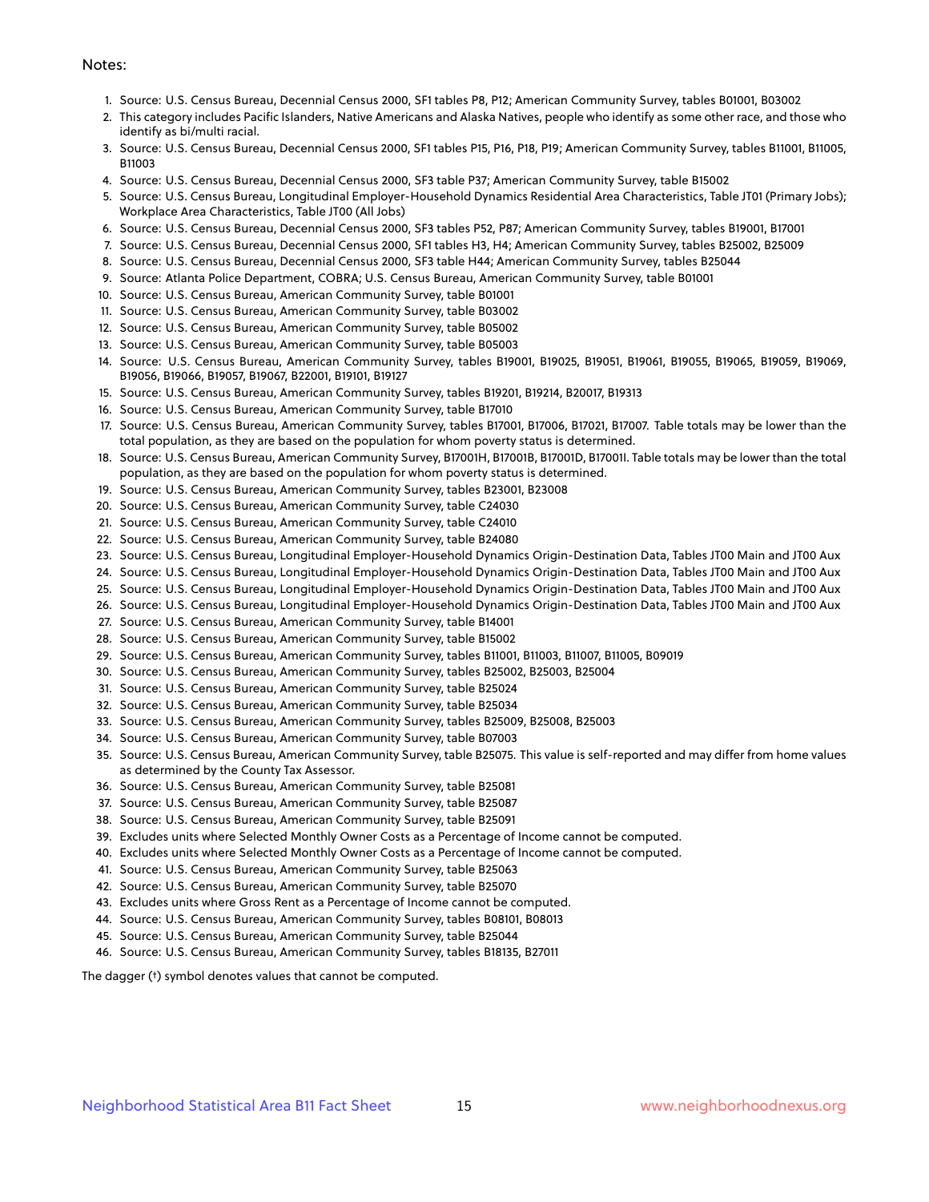Notes:

1. Source: U.S. Census Bureau, Decennial Census 2000, SF1 tables P8, P12; American Community Survey, tables B01001, B03002
2. This category includes Pacific Islanders, Native Americans and Alaska Natives, people who identify as some other race, and those who identify as bi/multi racial.
3. Source: U.S. Census Bureau, Decennial Census 2000, SF1 tables P15, P16, P18, P19; American Community Survey, tables B11001, B11005, B11003
4. Source: U.S. Census Bureau, Decennial Census 2000, SF3 table P37; American Community Survey, table B15002
5. Source: U.S. Census Bureau, Longitudinal Employer-Household Dynamics Residential Area Characteristics, Table JT01 (Primary Jobs); Workplace Area Characteristics, Table JT00 (All Jobs)
6. Source: U.S. Census Bureau, Decennial Census 2000, SF3 tables P52, P87; American Community Survey, tables B19001, B17001
7. Source: U.S. Census Bureau, Decennial Census 2000, SF1 tables H3, H4; American Community Survey, tables B25002, B25009
8. Source: U.S. Census Bureau, Decennial Census 2000, SF3 table H44; American Community Survey, tables B25044
9. Source: Atlanta Police Department, COBRA; U.S. Census Bureau, American Community Survey, table B01001
10. Source: U.S. Census Bureau, American Community Survey, table B01001
11. Source: U.S. Census Bureau, American Community Survey, table B03002
12. Source: U.S. Census Bureau, American Community Survey, table B05002
13. Source: U.S. Census Bureau, American Community Survey, table B05003
14. Source: U.S. Census Bureau, American Community Survey, tables B19001, B19025, B19051, B19061, B19055, B19065, B19059, B19069, B19056, B19066, B19057, B19067, B22001, B19101, B19127
15. Source: U.S. Census Bureau, American Community Survey, tables B19201, B19214, B20017, B19313
16. Source: U.S. Census Bureau, American Community Survey, table B17010
17. Source: U.S. Census Bureau, American Community Survey, tables B17001, B17006, B17021, B17007. Table totals may be lower than the total population, as they are based on the population for whom poverty status is determined.
18. Source: U.S. Census Bureau, American Community Survey, B17001H, B17001B, B17001D, B17001I. Table totals may be lower than the total population, as they are based on the population for whom poverty status is determined.
19. Source: U.S. Census Bureau, American Community Survey, tables B23001, B23008
20. Source: U.S. Census Bureau, American Community Survey, table C24030
21. Source: U.S. Census Bureau, American Community Survey, table C24010
22. Source: U.S. Census Bureau, American Community Survey, table B24080
23. Source: U.S. Census Bureau, Longitudinal Employer-Household Dynamics Origin-Destination Data, Tables JT00 Main and JT00 Aux
24. Source: U.S. Census Bureau, Longitudinal Employer-Household Dynamics Origin-Destination Data, Tables JT00 Main and JT00 Aux
25. Source: U.S. Census Bureau, Longitudinal Employer-Household Dynamics Origin-Destination Data, Tables JT00 Main and JT00 Aux
26. Source: U.S. Census Bureau, Longitudinal Employer-Household Dynamics Origin-Destination Data, Tables JT00 Main and JT00 Aux
27. Source: U.S. Census Bureau, American Community Survey, table B14001
28. Source: U.S. Census Bureau, American Community Survey, table B15002
29. Source: U.S. Census Bureau, American Community Survey, tables B11001, B11003, B11007, B11005, B09019
30. Source: U.S. Census Bureau, American Community Survey, tables B25002, B25003, B25004
31. Source: U.S. Census Bureau, American Community Survey, table B25024
32. Source: U.S. Census Bureau, American Community Survey, table B25034
33. Source: U.S. Census Bureau, American Community Survey, tables B25009, B25008, B25003
34. Source: U.S. Census Bureau, American Community Survey, table B07003
35. Source: U.S. Census Bureau, American Community Survey, table B25075. This value is self-reported and may differ from home values as determined by the County Tax Assessor.
36. Source: U.S. Census Bureau, American Community Survey, table B25081
37. Source: U.S. Census Bureau, American Community Survey, table B25087
38. Source: U.S. Census Bureau, American Community Survey, table B25091
39. Excludes units where Selected Monthly Owner Costs as a Percentage of Income cannot be computed.
40. Excludes units where Selected Monthly Owner Costs as a Percentage of Income cannot be computed.
41. Source: U.S. Census Bureau, American Community Survey, table B25063
42. Source: U.S. Census Bureau, American Community Survey, table B25070
43. Excludes units where Gross Rent as a Percentage of Income cannot be computed.
44. Source: U.S. Census Bureau, American Community Survey, tables B08101, B08013
45. Source: U.S. Census Bureau, American Community Survey, table B25044
46. Source: U.S. Census Bureau, American Community Survey, tables B18135, B27011

The dagger (†) symbol denotes values that cannot be computed.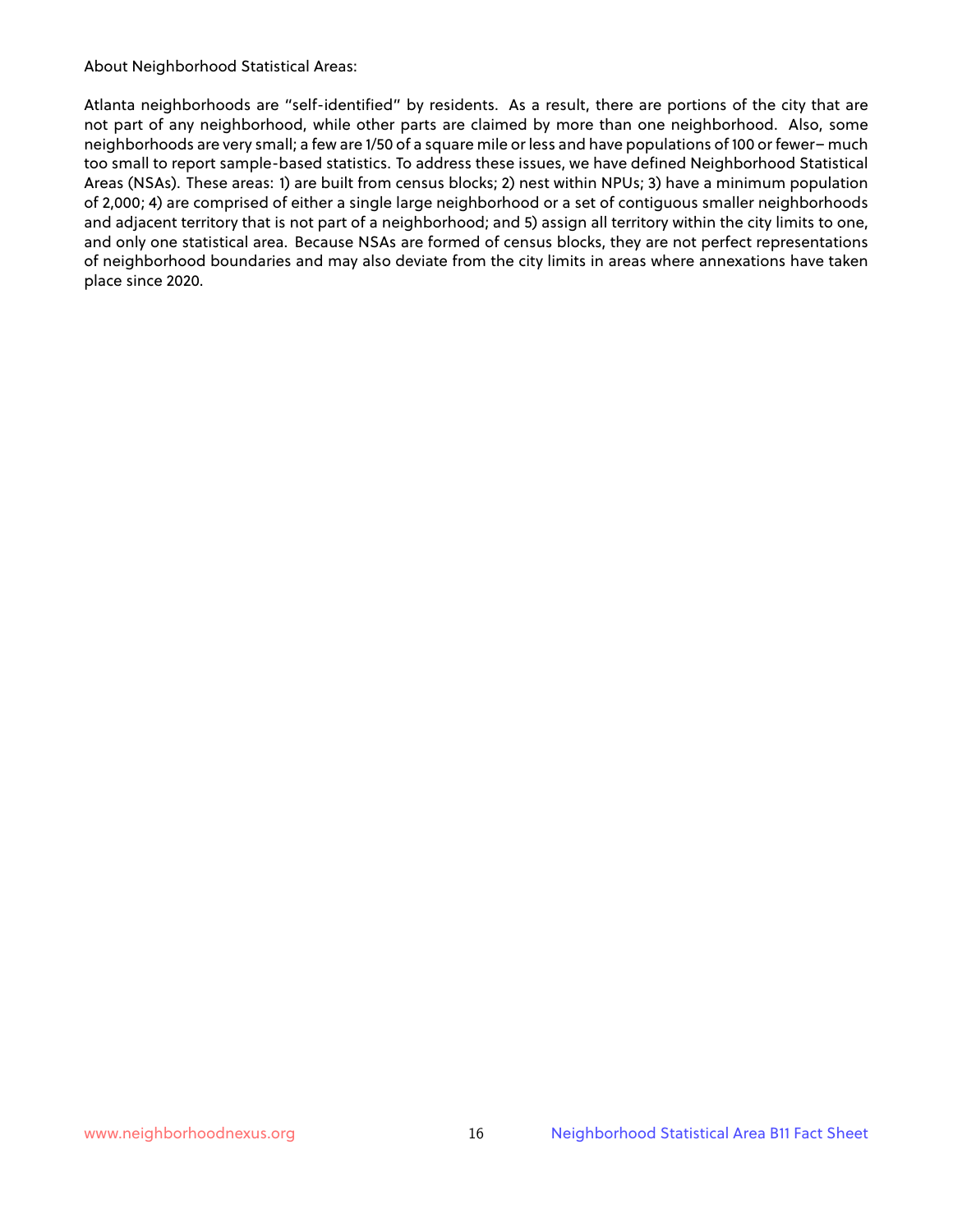About Neighborhood Statistical Areas:

Atlanta neighborhoods are "self-identified" by residents. As a result, there are portions of the city that are not part of any neighborhood, while other parts are claimed by more than one neighborhood. Also, some neighborhoods are very small; a few are 1/50 of a square mile or less and have populations of 100 or fewer– much too small to report sample-based statistics. To address these issues, we have defined Neighborhood Statistical Areas (NSAs). These areas: 1) are built from census blocks; 2) nest within NPUs; 3) have a minimum population of 2,000; 4) are comprised of either a single large neighborhood or a set of contiguous smaller neighborhoods and adjacent territory that is not part of a neighborhood; and 5) assign all territory within the city limits to one, and only one statistical area. Because NSAs are formed of census blocks, they are not perfect representations of neighborhood boundaries and may also deviate from the city limits in areas where annexations have taken place since 2020.